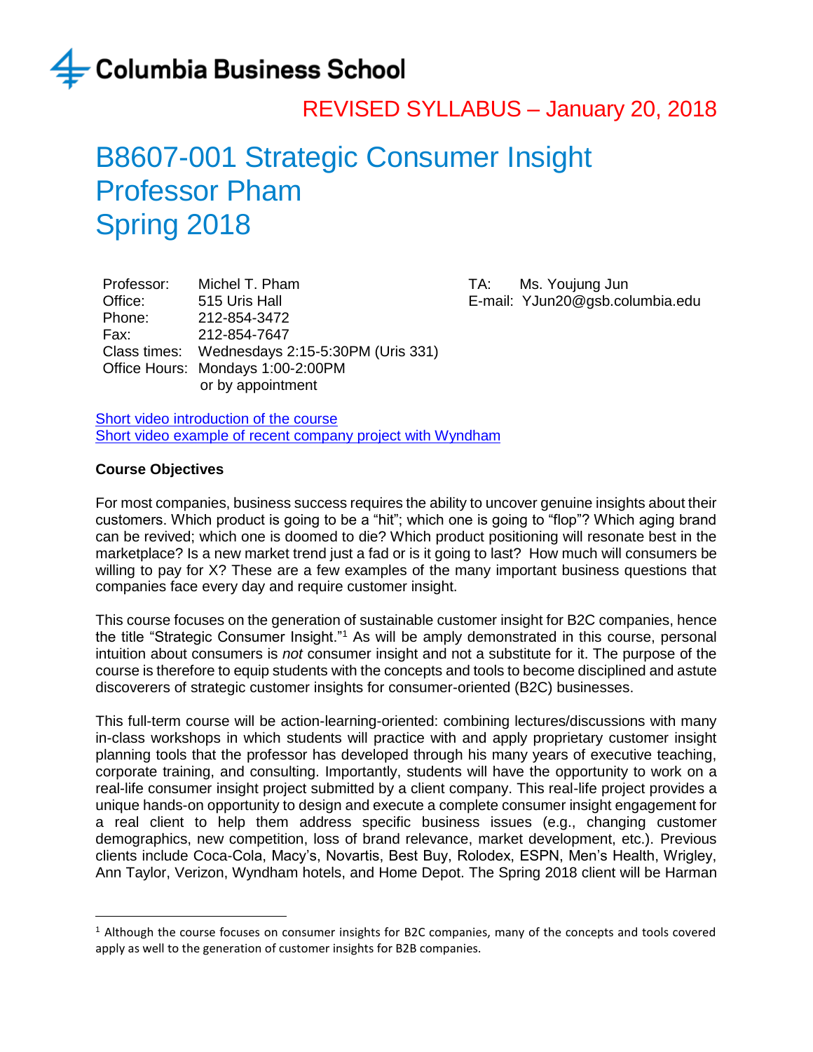Columbia Business School

REVISED SYLLABUS – January 20, 2018

# B8607-001 Strategic Consumer Insight
# Professor Pham
# Spring 2018

| | | | |
|---|---|---|---|
| Professor: | Michel T. Pham | TA: | Ms. Youjung Jun |
| Office: | 515 Uris Hall | E-mail: | YJun20@gsb.columbia.edu |
| Phone: | 212-854-3472 | | |
| Fax: | 212-854-7647 | | |
| Class times: | Wednesdays 2:15-5:30PM (Uris 331) | | |
| Office Hours: | Mondays 1:00-2:00PM or by appointment | | |

Short video introduction of the course
Short video example of recent company project with Wyndham

**Course Objectives**

For most companies, business success requires the ability to uncover genuine insights about their customers. Which product is going to be a "hit"; which one is going to "flop"? Which aging brand can be revived; which one is doomed to die? Which product positioning will resonate best in the marketplace? Is a new market trend just a fad or is it going to last? How much will consumers be willing to pay for X? These are a few examples of the many important business questions that companies face every day and require customer insight.

This course focuses on the generation of sustainable customer insight for B2C companies, hence the title "Strategic Consumer Insight."[1] As will be amply demonstrated in this course, personal intuition about consumers is *not* consumer insight and not a substitute for it. The purpose of the course is therefore to equip students with the concepts and tools to become disciplined and astute discoverers of strategic customer insights for consumer-oriented (B2C) businesses.

This full-term course will be action-learning-oriented: combining lectures/discussions with many in-class workshops in which students will practice with and apply proprietary customer insight planning tools that the professor has developed through his many years of executive teaching, corporate training, and consulting. Importantly, students will have the opportunity to work on a real-life consumer insight project submitted by a client company. This real-life project provides a unique hands-on opportunity to design and execute a complete consumer insight engagement for a real client to help them address specific business issues (e.g., changing customer demographics, new competition, loss of brand relevance, market development, etc.). Previous clients include Coca-Cola, Macy's, Novartis, Best Buy, Rolodex, ESPN, Men's Health, Wrigley, Ann Taylor, Verizon, Wyndham hotels, and Home Depot. The Spring 2018 client will be Harman

---

[1] Although the course focuses on consumer insights for B2C companies, many of the concepts and tools covered apply as well to the generation of customer insights for B2B companies.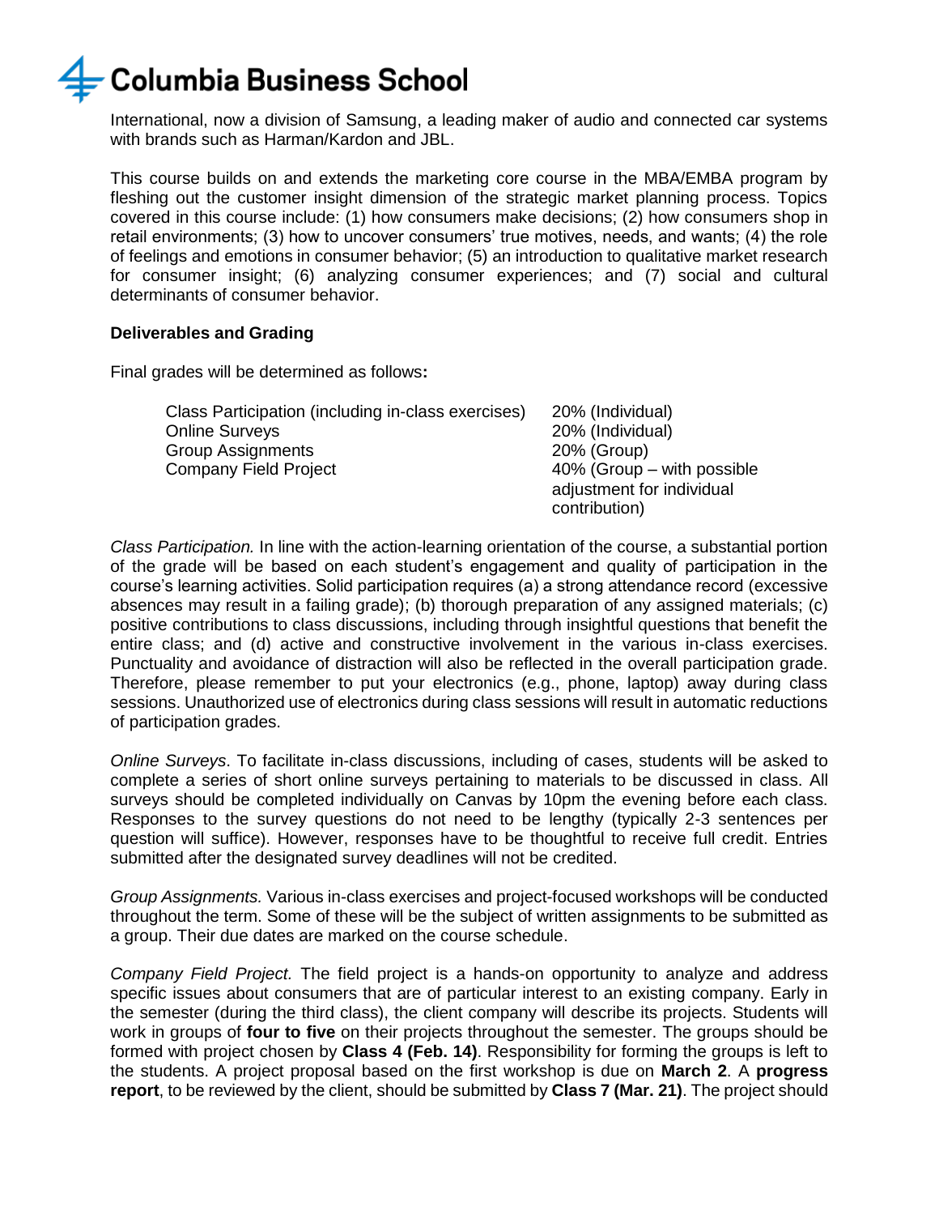International, now a division of Samsung, a leading maker of audio and connected car systems with brands such as Harman/Kardon and JBL.

This course builds on and extends the marketing core course in the MBA/EMBA program by fleshing out the customer insight dimension of the strategic market planning process. Topics covered in this course include: (1) how consumers make decisions; (2) how consumers shop in retail environments; (3) how to uncover consumers' true motives, needs, and wants; (4) the role of feelings and emotions in consumer behavior; (5) an introduction to qualitative market research for consumer insight; (6) analyzing consumer experiences; and (7) social and cultural determinants of consumer behavior.

**Deliverables and Grading**

Final grades will be determined as follows**:**

| | |
|---|---|
| Class Participation (including in-class exercises) | 20% (Individual) |
| Online Surveys | 20% (Individual) |
| Group Assignments | 20% (Group) |
| Company Field Project | 40% (Group – with possible adjustment for individual contribution) |

*Class Participation.* In line with the action-learning orientation of the course, a substantial portion of the grade will be based on each student's engagement and quality of participation in the course's learning activities. Solid participation requires (a) a strong attendance record (excessive absences may result in a failing grade); (b) thorough preparation of any assigned materials; (c) positive contributions to class discussions, including through insightful questions that benefit the entire class; and (d) active and constructive involvement in the various in-class exercises. Punctuality and avoidance of distraction will also be reflected in the overall participation grade. Therefore, please remember to put your electronics (e.g., phone, laptop) away during class sessions. Unauthorized use of electronics during class sessions will result in automatic reductions of participation grades.

*Online Surveys*. To facilitate in-class discussions, including of cases, students will be asked to complete a series of short online surveys pertaining to materials to be discussed in class. All surveys should be completed individually on Canvas by 10pm the evening before each class. Responses to the survey questions do not need to be lengthy (typically 2-3 sentences per question will suffice). However, responses have to be thoughtful to receive full credit. Entries submitted after the designated survey deadlines will not be credited.

*Group Assignments.* Various in-class exercises and project-focused workshops will be conducted throughout the term. Some of these will be the subject of written assignments to be submitted as a group. Their due dates are marked on the course schedule.

*Company Field Project.* The field project is a hands-on opportunity to analyze and address specific issues about consumers that are of particular interest to an existing company. Early in the semester (during the third class), the client company will describe its projects. Students will work in groups of **four to five** on their projects throughout the semester. The groups should be formed with project chosen by **Class 4 (Feb. 14)**. Responsibility for forming the groups is left to the students. A project proposal based on the first workshop is due on **March 2**. A **progress report**, to be reviewed by the client, should be submitted by **Class 7 (Mar. 21)**. The project should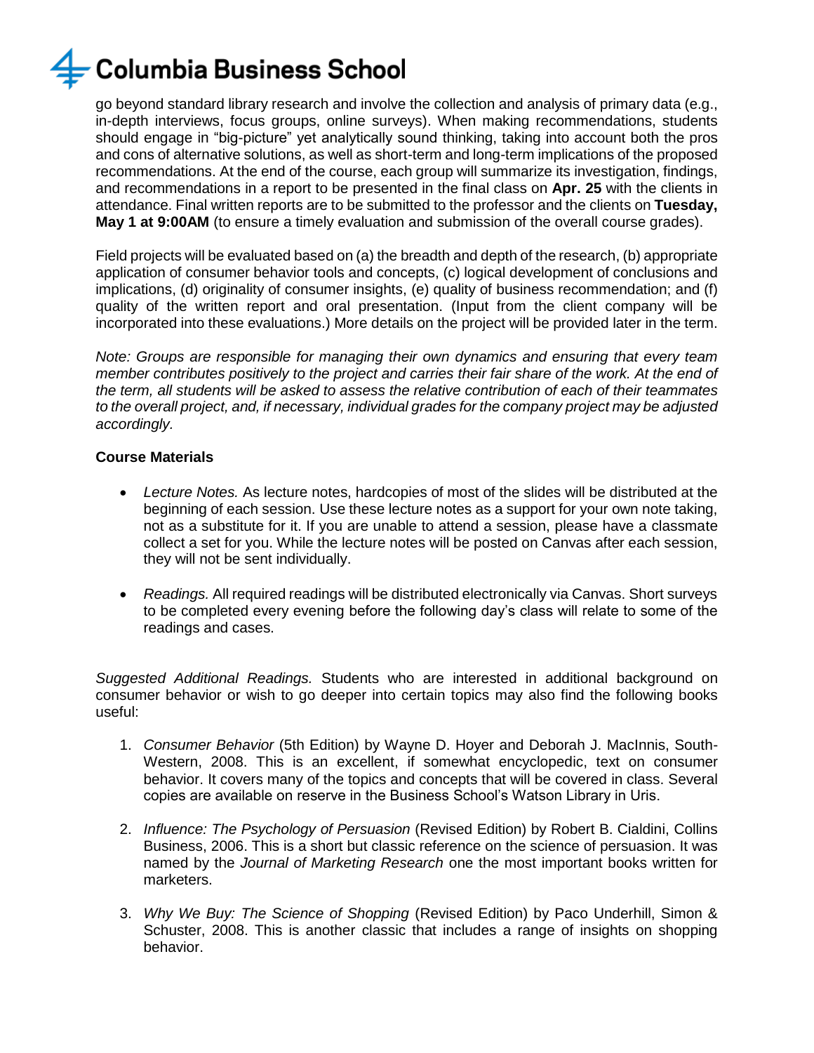go beyond standard library research and involve the collection and analysis of primary data (e.g., in-depth interviews, focus groups, online surveys). When making recommendations, students should engage in "big-picture" yet analytically sound thinking, taking into account both the pros and cons of alternative solutions, as well as short-term and long-term implications of the proposed recommendations. At the end of the course, each group will summarize its investigation, findings, and recommendations in a report to be presented in the final class on **Apr. 25** with the clients in attendance. Final written reports are to be submitted to the professor and the clients on **Tuesday, May 1 at 9:00AM** (to ensure a timely evaluation and submission of the overall course grades).

Field projects will be evaluated based on (a) the breadth and depth of the research, (b) appropriate application of consumer behavior tools and concepts, (c) logical development of conclusions and implications, (d) originality of consumer insights, (e) quality of business recommendation; and (f) quality of the written report and oral presentation. (Input from the client company will be incorporated into these evaluations.) More details on the project will be provided later in the term.

*Note: Groups are responsible for managing their own dynamics and ensuring that every team member contributes positively to the project and carries their fair share of the work. At the end of the term, all students will be asked to assess the relative contribution of each of their teammates to the overall project, and, if necessary, individual grades for the company project may be adjusted accordingly.*

**Course Materials**

- *Lecture Notes.* As lecture notes, hardcopies of most of the slides will be distributed at the beginning of each session. Use these lecture notes as a support for your own note taking, not as a substitute for it. If you are unable to attend a session, please have a classmate collect a set for you. While the lecture notes will be posted on Canvas after each session, they will not be sent individually.

- *Readings.* All required readings will be distributed electronically via Canvas. Short surveys to be completed every evening before the following day's class will relate to some of the readings and cases.

*Suggested Additional Readings.* Students who are interested in additional background on consumer behavior or wish to go deeper into certain topics may also find the following books useful:

1. *Consumer Behavior* (5th Edition) by Wayne D. Hoyer and Deborah J. MacInnis, South-Western, 2008. This is an excellent, if somewhat encyclopedic, text on consumer behavior. It covers many of the topics and concepts that will be covered in class. Several copies are available on reserve in the Business School's Watson Library in Uris.

2. *Influence: The Psychology of Persuasion* (Revised Edition) by Robert B. Cialdini, Collins Business, 2006. This is a short but classic reference on the science of persuasion. It was named by the *Journal of Marketing Research* one the most important books written for marketers.

3. *Why We Buy: The Science of Shopping* (Revised Edition) by Paco Underhill, Simon & Schuster, 2008. This is another classic that includes a range of insights on shopping behavior.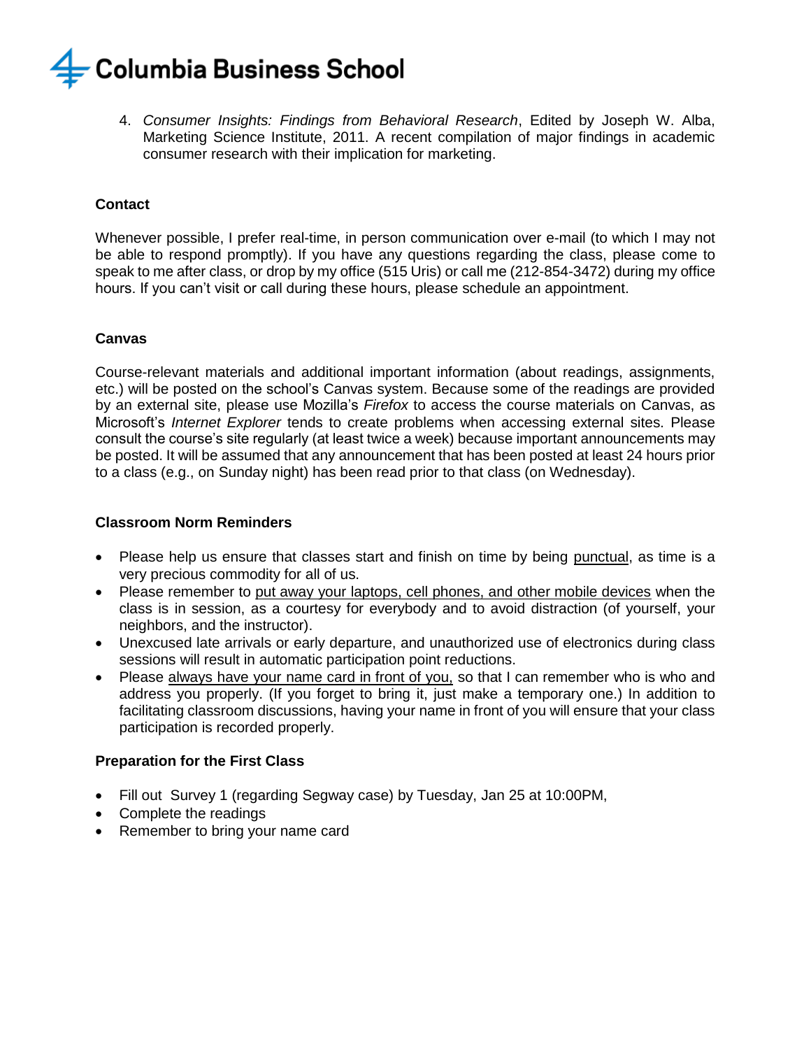4. *Consumer Insights: Findings from Behavioral Research*, Edited by Joseph W. Alba, Marketing Science Institute, 2011. A recent compilation of major findings in academic consumer research with their implication for marketing.

### Contact

Whenever possible, I prefer real-time, in person communication over e-mail (to which I may not be able to respond promptly). If you have any questions regarding the class, please come to speak to me after class, or drop by my office (515 Uris) or call me (212-854-3472) during my office hours. If you can't visit or call during these hours, please schedule an appointment.

### Canvas

Course-relevant materials and additional important information (about readings, assignments, etc.) will be posted on the school's Canvas system. Because some of the readings are provided by an external site, please use Mozilla's *Firefox* to access the course materials on Canvas, as Microsoft's *Internet Explorer* tends to create problems when accessing external sites. Please consult the course's site regularly (at least twice a week) because important announcements may be posted. It will be assumed that any announcement that has been posted at least 24 hours prior to a class (e.g., on Sunday night) has been read prior to that class (on Wednesday).

### Classroom Norm Reminders

- Please help us ensure that classes start and finish on time by being <u>punctual</u>, as time is a very precious commodity for all of us.
- Please remember to <u>put away your laptops, cell phones, and other mobile devices</u> when the class is in session, as a courtesy for everybody and to avoid distraction (of yourself, your neighbors, and the instructor).
- Unexcused late arrivals or early departure, and unauthorized use of electronics during class sessions will result in automatic participation point reductions.
- Please <u>always have your name card in front of you,</u> so that I can remember who is who and address you properly. (If you forget to bring it, just make a temporary one.) In addition to facilitating classroom discussions, having your name in front of you will ensure that your class participation is recorded properly.

### Preparation for the First Class

- Fill out Survey 1 (regarding Segway case) by Tuesday, Jan 25 at 10:00PM,
- Complete the readings
- Remember to bring your name card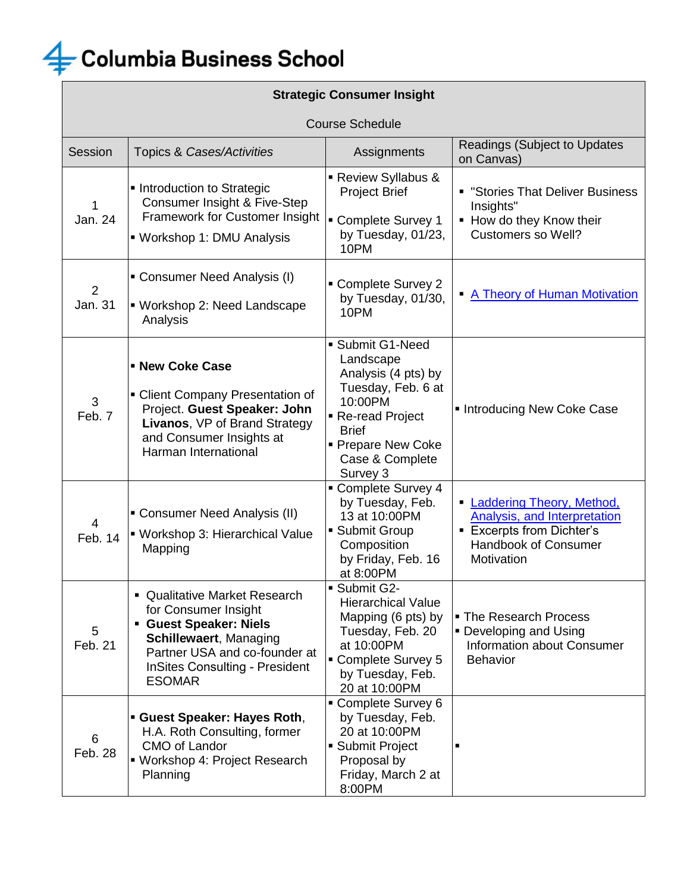Columbia Business School

**Strategic Consumer Insight**

Course Schedule

| Session | Topics & *Cases/Activities* | Assignments | Readings (Subject to Updates on Canvas) |
|---|---|---|---|
| 1<br>Jan. 24 | ▪ Introduction to Strategic Consumer Insight & Five-Step Framework for Customer Insight<br>▪ Workshop 1: DMU Analysis | ▪ Review Syllabus & Project Brief<br>▪ Complete Survey 1 by Tuesday, 01/23, 10PM | ▪ "Stories That Deliver Business Insights"<br>▪ How do they Know their Customers so Well? |
| 2<br>Jan. 31 | ▪ Consumer Need Analysis (I)<br>▪ Workshop 2: Need Landscape Analysis | ▪ Complete Survey 2 by Tuesday, 01/30, 10PM | ▪ A Theory of Human Motivation |
| 3<br>Feb. 7 | ▪ **New Coke Case**<br>▪ Client Company Presentation of Project. **Guest Speaker: John Livanos**, VP of Brand Strategy and Consumer Insights at Harman International | ▪ Submit G1-Need Landscape Analysis (4 pts) by Tuesday, Feb. 6 at 10:00PM<br>▪ Re-read Project Brief<br>▪ Prepare New Coke Case & Complete Survey 3 | ▪ Introducing New Coke Case |
| 4<br>Feb. 14 | ▪ Consumer Need Analysis (II)<br>▪ Workshop 3: Hierarchical Value Mapping | ▪ Complete Survey 4 by Tuesday, Feb. 13 at 10:00PM<br>▪ Submit Group Composition by Friday, Feb. 16 at 8:00PM | ▪ Laddering Theory, Method, Analysis, and Interpretation<br>▪ Excerpts from Dichter's Handbook of Consumer Motivation |
| 5<br>Feb. 21 | ▪ Qualitative Market Research for Consumer Insight<br>▪ **Guest Speaker: Niels Schillewaert**, Managing Partner USA and co-founder at InSites Consulting - President ESOMAR | ▪ Submit G2-Hierarchical Value Mapping (6 pts) by Tuesday, Feb. 20 at 10:00PM<br>▪ Complete Survey 5 by Tuesday, Feb. 20 at 10:00PM | ▪ The Research Process<br>▪ Developing and Using Information about Consumer Behavior |
| 6<br>Feb. 28 | ▪ **Guest Speaker: Hayes Roth**, H.A. Roth Consulting, former CMO of Landor<br>▪ Workshop 4: Project Research Planning | ▪ Complete Survey 6 by Tuesday, Feb. 20 at 10:00PM<br>▪ Submit Project Proposal by Friday, March 2 at 8:00PM | ▪ |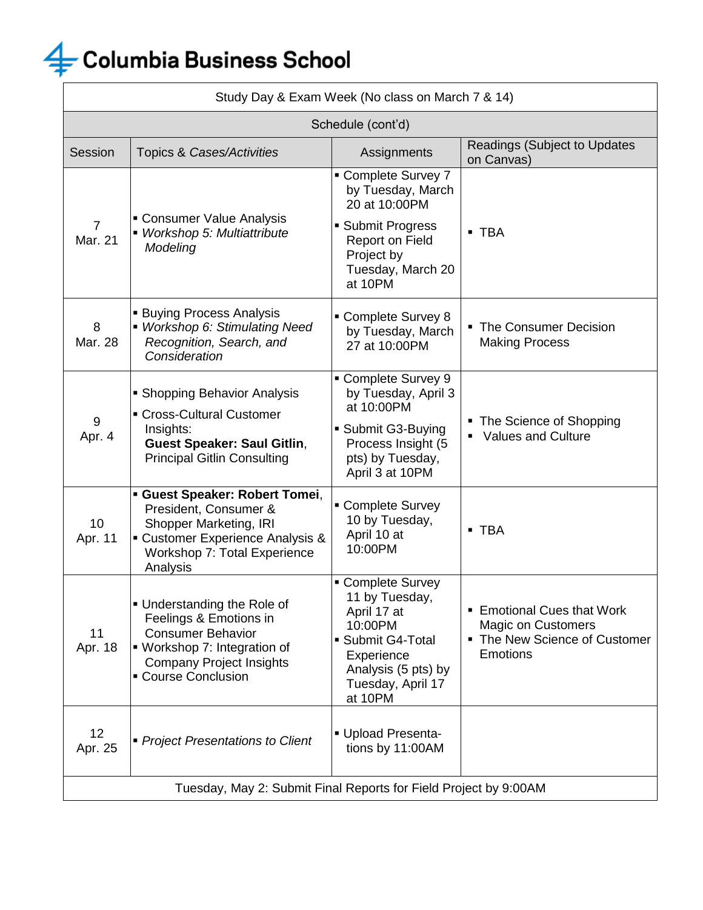# Columbia Business School

| Study Day & Exam Week (No class on March 7 & 14) | | | |
|---|---|---|---|
| **Schedule (cont'd)** | | | |
| Session | Topics & *Cases/Activities* | Assignments | Readings (Subject to Updates on Canvas) |
| 7<br>Mar. 21 | ▪ Consumer Value Analysis<br>▪ *Workshop 5: Multiattribute Modeling* | ▪ Complete Survey 7 by Tuesday, March 20 at 10:00PM<br>▪ Submit Progress Report on Field Project by Tuesday, March 20 at 10PM | ▪ TBA |
| 8<br>Mar. 28 | ▪ Buying Process Analysis<br>▪ *Workshop 6: Stimulating Need Recognition, Search, and Consideration* | ▪ Complete Survey 8 by Tuesday, March 27 at 10:00PM | ▪ The Consumer Decision Making Process |
| 9<br>Apr. 4 | ▪ Shopping Behavior Analysis<br>▪ Cross-Cultural Customer Insights: **Guest Speaker: Saul Gitlin**, Principal Gitlin Consulting | ▪ Complete Survey 9 by Tuesday, April 3 at 10:00PM<br>▪ Submit G3-Buying Process Insight (5 pts) by Tuesday, April 3 at 10PM | ▪ The Science of Shopping<br>▪ Values and Culture |
| 10<br>Apr. 11 | ▪ **Guest Speaker: Robert Tomei**, President, Consumer & Shopper Marketing, IRI<br>▪ Customer Experience Analysis & Workshop 7: Total Experience Analysis | ▪ Complete Survey 10 by Tuesday, April 10 at 10:00PM | ▪ TBA |
| 11<br>Apr. 18 | ▪ Understanding the Role of Feelings & Emotions in Consumer Behavior<br>▪ Workshop 7: Integration of Company Project Insights<br>▪ Course Conclusion | ▪ Complete Survey 11 by Tuesday, April 17 at 10:00PM<br>▪ Submit G4-Total Experience Analysis (5 pts) by Tuesday, April 17 at 10PM | ▪ Emotional Cues that Work Magic on Customers<br>▪ The New Science of Customer Emotions |
| 12<br>Apr. 25 | ▪ *Project Presentations to Client* | ▪ Upload Presentations by 11:00AM | |
| Tuesday, May 2: Submit Final Reports for Field Project by 9:00AM | | | |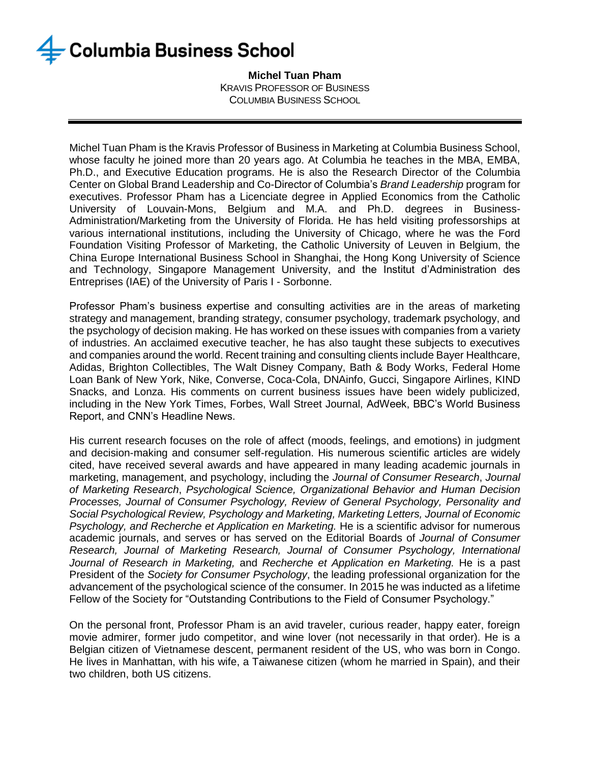Columbia Business School

**Michel Tuan Pham**
KRAVIS PROFESSOR OF BUSINESS
COLUMBIA BUSINESS SCHOOL

---

Michel Tuan Pham is the Kravis Professor of Business in Marketing at Columbia Business School, whose faculty he joined more than 20 years ago. At Columbia he teaches in the MBA, EMBA, Ph.D., and Executive Education programs. He is also the Research Director of the Columbia Center on Global Brand Leadership and Co-Director of Columbia's *Brand Leadership* program for executives. Professor Pham has a Licenciate degree in Applied Economics from the Catholic University of Louvain-Mons, Belgium and M.A. and Ph.D. degrees in Business-Administration/Marketing from the University of Florida. He has held visiting professorships at various international institutions, including the University of Chicago, where he was the Ford Foundation Visiting Professor of Marketing, the Catholic University of Leuven in Belgium, the China Europe International Business School in Shanghai, the Hong Kong University of Science and Technology, Singapore Management University, and the Institut d'Administration des Entreprises (IAE) of the University of Paris I - Sorbonne.

Professor Pham's business expertise and consulting activities are in the areas of marketing strategy and management, branding strategy, consumer psychology, trademark psychology, and the psychology of decision making. He has worked on these issues with companies from a variety of industries. An acclaimed executive teacher, he has also taught these subjects to executives and companies around the world. Recent training and consulting clients include Bayer Healthcare, Adidas, Brighton Collectibles, The Walt Disney Company, Bath & Body Works, Federal Home Loan Bank of New York, Nike, Converse, Coca-Cola, DNAinfo, Gucci, Singapore Airlines, KIND Snacks, and Lonza. His comments on current business issues have been widely publicized, including in the New York Times, Forbes, Wall Street Journal, AdWeek, BBC's World Business Report, and CNN's Headline News.

His current research focuses on the role of affect (moods, feelings, and emotions) in judgment and decision-making and consumer self-regulation. His numerous scientific articles are widely cited, have received several awards and have appeared in many leading academic journals in marketing, management, and psychology, including the *Journal of Consumer Research*, *Journal of Marketing Research*, *Psychological Science, Organizational Behavior and Human Decision Processes, Journal of Consumer Psychology, Review of General Psychology, Personality and Social Psychological Review, Psychology and Marketing, Marketing Letters, Journal of Economic Psychology, and Recherche et Application en Marketing.* He is a scientific advisor for numerous academic journals, and serves or has served on the Editorial Boards of *Journal of Consumer Research, Journal of Marketing Research, Journal of Consumer Psychology, International Journal of Research in Marketing,* and *Recherche et Application en Marketing.* He is a past President of the *Society for Consumer Psychology*, the leading professional organization for the advancement of the psychological science of the consumer. In 2015 he was inducted as a lifetime Fellow of the Society for "Outstanding Contributions to the Field of Consumer Psychology."

On the personal front, Professor Pham is an avid traveler, curious reader, happy eater, foreign movie admirer, former judo competitor, and wine lover (not necessarily in that order). He is a Belgian citizen of Vietnamese descent, permanent resident of the US, who was born in Congo. He lives in Manhattan, with his wife, a Taiwanese citizen (whom he married in Spain), and their two children, both US citizens.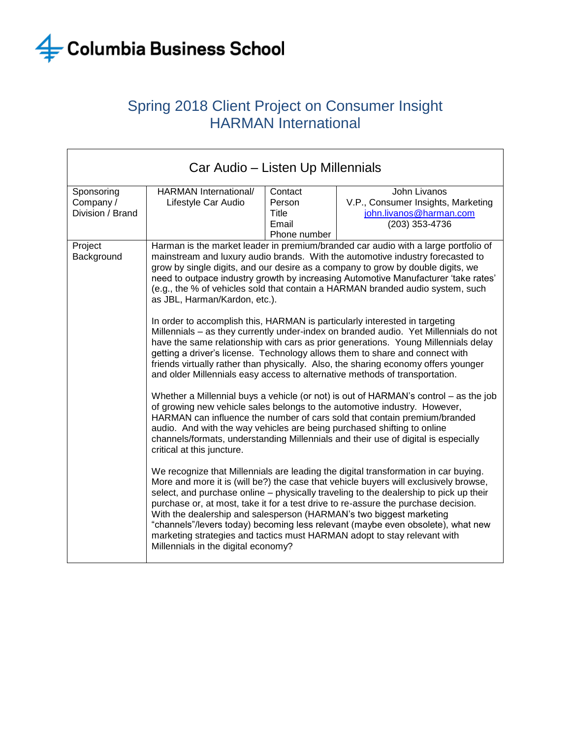Columbia Business School

# Spring 2018 Client Project on Consumer Insight
# HARMAN International

| Car Audio – Listen Up Millennials | | | |
|---|---|---|---|
| Sponsoring Company / Division / Brand | HARMAN International/ Lifestyle Car Audio | Contact Person<br>Title<br>Email<br>Phone number | John Livanos<br>V.P., Consumer Insights, Marketing<br>john.livanos@harman.com<br>(203) 353-4736 |
| Project Background | Harman is the market leader in premium/branded car audio with a large portfolio of mainstream and luxury audio brands. With the automotive industry forecasted to grow by single digits, and our desire as a company to grow by double digits, we need to outpace industry growth by increasing Automotive Manufacturer 'take rates' (e.g., the % of vehicles sold that contain a HARMAN branded audio system, such as JBL, Harman/Kardon, etc.).<br><br>In order to accomplish this, HARMAN is particularly interested in targeting Millennials – as they currently under-index on branded audio. Yet Millennials do not have the same relationship with cars as prior generations. Young Millennials delay getting a driver's license. Technology allows them to share and connect with friends virtually rather than physically. Also, the sharing economy offers younger and older Millennials easy access to alternative methods of transportation.<br><br>Whether a Millennial buys a vehicle (or not) is out of HARMAN's control – as the job of growing new vehicle sales belongs to the automotive industry. However, HARMAN can influence the number of cars sold that contain premium/branded audio. And with the way vehicles are being purchased shifting to online channels/formats, understanding Millennials and their use of digital is especially critical at this juncture.<br><br>We recognize that Millennials are leading the digital transformation in car buying. More and more it is (will be?) the case that vehicle buyers will exclusively browse, select, and purchase online – physically traveling to the dealership to pick up their purchase or, at most, take it for a test drive to re-assure the purchase decision. With the dealership and salesperson (HARMAN's two biggest marketing "channels"/levers today) becoming less relevant (maybe even obsolete), what new marketing strategies and tactics must HARMAN adopt to stay relevant with Millennials in the digital economy? | | |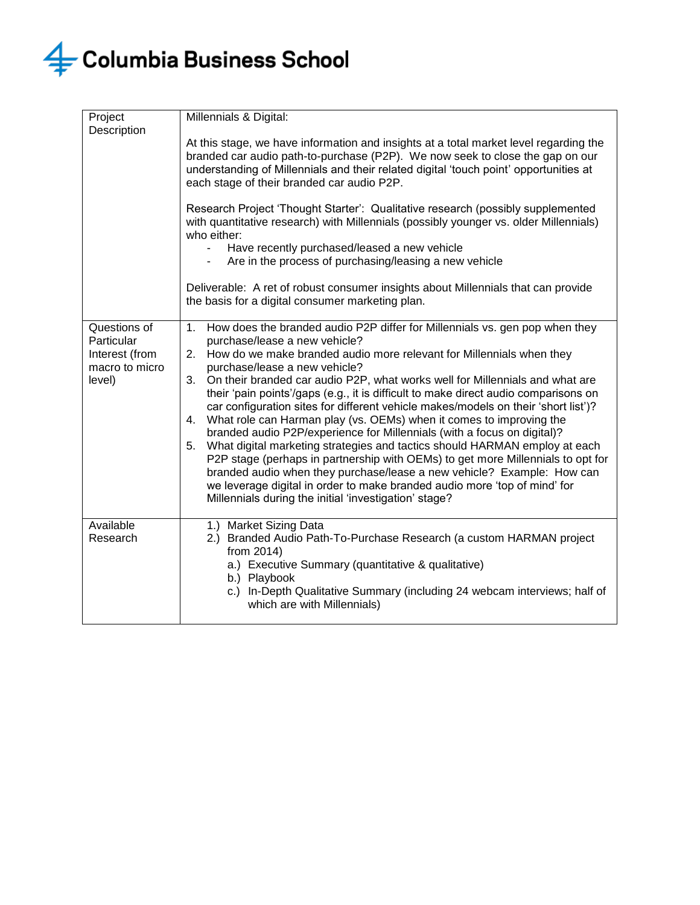| | |
|---|---|
| Project Description | Millennials & Digital:<br><br>At this stage, we have information and insights at a total market level regarding the branded car audio path-to-purchase (P2P). We now seek to close the gap on our understanding of Millennials and their related digital 'touch point' opportunities at each stage of their branded car audio P2P.<br><br>Research Project 'Thought Starter': Qualitative research (possibly supplemented with quantitative research) with Millennials (possibly younger vs. older Millennials) who either:<br>- Have recently purchased/leased a new vehicle<br>- Are in the process of purchasing/leasing a new vehicle<br><br>Deliverable: A ret of robust consumer insights about Millennials that can provide the basis for a digital consumer marketing plan. |
| Questions of Particular Interest (from macro to micro level) | 1. How does the branded audio P2P differ for Millennials vs. gen pop when they purchase/lease a new vehicle?<br>2. How do we make branded audio more relevant for Millennials when they purchase/lease a new vehicle?<br>3. On their branded car audio P2P, what works well for Millennials and what are their 'pain points'/gaps (e.g., it is difficult to make direct audio comparisons on car configuration sites for different vehicle makes/models on their 'short list')?<br>4. What role can Harman play (vs. OEMs) when it comes to improving the branded audio P2P/experience for Millennials (with a focus on digital)?<br>5. What digital marketing strategies and tactics should HARMAN employ at each P2P stage (perhaps in partnership with OEMs) to get more Millennials to opt for branded audio when they purchase/lease a new vehicle? Example: How can we leverage digital in order to make branded audio more 'top of mind' for Millennials during the initial 'investigation' stage? |
| Available Research | 1.) Market Sizing Data<br>2.) Branded Audio Path-To-Purchase Research (a custom HARMAN project from 2014)<br>a.) Executive Summary (quantitative & qualitative)<br>b.) Playbook<br>c.) In-Depth Qualitative Summary (including 24 webcam interviews; half of which are with Millennials) |